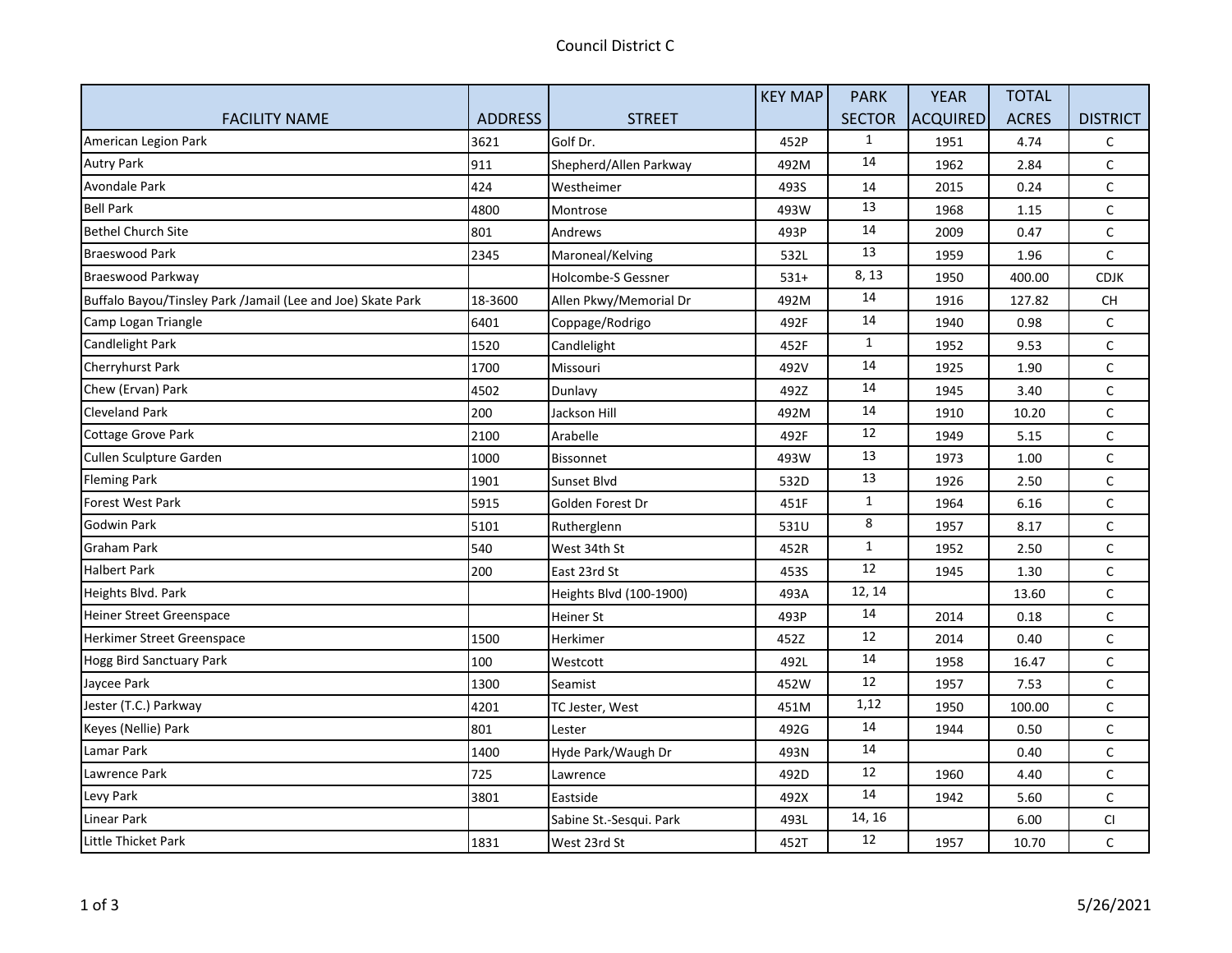# Council District C

| FACILITY NAME | ADDRESS | STREET | KEY MAP | PARK SECTOR | YEAR ACQUIRED | TOTAL ACRES | DISTRICT |
|---|---|---|---|---|---|---|---|
| American Legion Park | 3621 | Golf Dr. | 452P | 1 | 1951 | 4.74 | C |
| Autry Park | 911 | Shepherd/Allen Parkway | 492M | 14 | 1962 | 2.84 | C |
| Avondale Park | 424 | Westheimer | 493S | 14 | 2015 | 0.24 | C |
| Bell Park | 4800 | Montrose | 493W | 13 | 1968 | 1.15 | C |
| Bethel Church Site | 801 | Andrews | 493P | 14 | 2009 | 0.47 | C |
| Braeswood Park | 2345 | Maroneal/Kelving | 532L | 13 | 1959 | 1.96 | C |
| Braeswood Parkway | | Holcombe-S Gessner | 531+ | 8, 13 | 1950 | 400.00 | CDJK |
| Buffalo Bayou/Tinsley Park /Jamail (Lee and Joe) Skate Park | 18-3600 | Allen Pkwy/Memorial Dr | 492M | 14 | 1916 | 127.82 | CH |
| Camp Logan Triangle | 6401 | Coppage/Rodrigo | 492F | 14 | 1940 | 0.98 | C |
| Candlelight Park | 1520 | Candlelight | 452F | 1 | 1952 | 9.53 | C |
| Cherryhurst Park | 1700 | Missouri | 492V | 14 | 1925 | 1.90 | C |
| Chew (Ervan) Park | 4502 | Dunlavy | 492Z | 14 | 1945 | 3.40 | C |
| Cleveland Park | 200 | Jackson Hill | 492M | 14 | 1910 | 10.20 | C |
| Cottage Grove Park | 2100 | Arabelle | 492F | 12 | 1949 | 5.15 | C |
| Cullen Sculpture Garden | 1000 | Bissonnet | 493W | 13 | 1973 | 1.00 | C |
| Fleming Park | 1901 | Sunset Blvd | 532D | 13 | 1926 | 2.50 | C |
| Forest West Park | 5915 | Golden Forest Dr | 451F | 1 | 1964 | 6.16 | C |
| Godwin Park | 5101 | Rutherglenn | 531U | 8 | 1957 | 8.17 | C |
| Graham Park | 540 | West 34th St | 452R | 1 | 1952 | 2.50 | C |
| Halbert Park | 200 | East 23rd St | 453S | 12 | 1945 | 1.30 | C |
| Heights Blvd. Park | | Heights Blvd (100-1900) | 493A | 12, 14 | | 13.60 | C |
| Heiner Street Greenspace | | Heiner St | 493P | 14 | 2014 | 0.18 | C |
| Herkimer Street Greenspace | 1500 | Herkimer | 452Z | 12 | 2014 | 0.40 | C |
| Hogg Bird Sanctuary Park | 100 | Westcott | 492L | 14 | 1958 | 16.47 | C |
| Jaycee Park | 1300 | Seamist | 452W | 12 | 1957 | 7.53 | C |
| Jester (T.C.) Parkway | 4201 | TC Jester, West | 451M | 1,12 | 1950 | 100.00 | C |
| Keyes (Nellie) Park | 801 | Lester | 492G | 14 | 1944 | 0.50 | C |
| Lamar Park | 1400 | Hyde Park/Waugh Dr | 493N | 14 | | 0.40 | C |
| Lawrence Park | 725 | Lawrence | 492D | 12 | 1960 | 4.40 | C |
| Levy Park | 3801 | Eastside | 492X | 14 | 1942 | 5.60 | C |
| Linear Park | | Sabine St.-Sesqui. Park | 493L | 14, 16 | | 6.00 | CI |
| Little Thicket Park | 1831 | West 23rd St | 452T | 12 | 1957 | 10.70 | C |

5/26/2021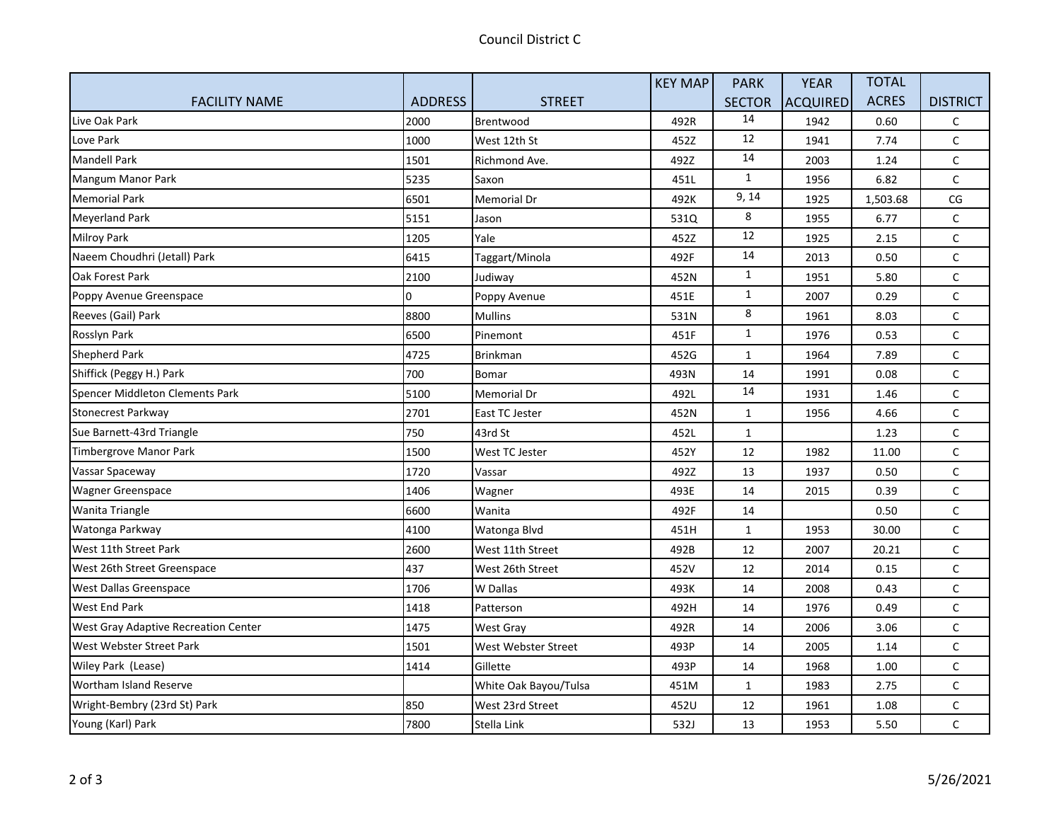Council District C

| FACILITY NAME | ADDRESS | STREET | KEY MAP | PARK SECTOR | YEAR ACQUIRED | TOTAL ACRES | DISTRICT |
|---|---|---|---|---|---|---|---|
| Live Oak Park | 2000 | Brentwood | 492R | 14 | 1942 | 0.60 | C |
| Love Park | 1000 | West 12th St | 452Z | 12 | 1941 | 7.74 | C |
| Mandell Park | 1501 | Richmond Ave. | 492Z | 14 | 2003 | 1.24 | C |
| Mangum Manor Park | 5235 | Saxon | 451L | 1 | 1956 | 6.82 | C |
| Memorial Park | 6501 | Memorial Dr | 492K | 9, 14 | 1925 | 1,503.68 | CG |
| Meyerland Park | 5151 | Jason | 531Q | 8 | 1955 | 6.77 | C |
| Milroy Park | 1205 | Yale | 452Z | 12 | 1925 | 2.15 | C |
| Naeem Choudhri (Jetall) Park | 6415 | Taggart/Minola | 492F | 14 | 2013 | 0.50 | C |
| Oak Forest Park | 2100 | Judiway | 452N | 1 | 1951 | 5.80 | C |
| Poppy Avenue Greenspace | 0 | Poppy Avenue | 451E | 1 | 2007 | 0.29 | C |
| Reeves (Gail) Park | 8800 | Mullins | 531N | 8 | 1961 | 8.03 | C |
| Rosslyn Park | 6500 | Pinemont | 451F | 1 | 1976 | 0.53 | C |
| Shepherd Park | 4725 | Brinkman | 452G | 1 | 1964 | 7.89 | C |
| Shiffick (Peggy H.) Park | 700 | Bomar | 493N | 14 | 1991 | 0.08 | C |
| Spencer Middleton Clements Park | 5100 | Memorial Dr | 492L | 14 | 1931 | 1.46 | C |
| Stonecrest Parkway | 2701 | East TC Jester | 452N | 1 | 1956 | 4.66 | C |
| Sue Barnett-43rd Triangle | 750 | 43rd St | 452L | 1 | | 1.23 | C |
| Timbergrove Manor Park | 1500 | West TC Jester | 452Y | 12 | 1982 | 11.00 | C |
| Vassar Spaceway | 1720 | Vassar | 492Z | 13 | 1937 | 0.50 | C |
| Wagner Greenspace | 1406 | Wagner | 493E | 14 | 2015 | 0.39 | C |
| Wanita Triangle | 6600 | Wanita | 492F | 14 | | 0.50 | C |
| Watonga Parkway | 4100 | Watonga Blvd | 451H | 1 | 1953 | 30.00 | C |
| West 11th Street Park | 2600 | West 11th Street | 492B | 12 | 2007 | 20.21 | C |
| West 26th Street Greenspace | 437 | West 26th Street | 452V | 12 | 2014 | 0.15 | C |
| West Dallas Greenspace | 1706 | W Dallas | 493K | 14 | 2008 | 0.43 | C |
| West End Park | 1418 | Patterson | 492H | 14 | 1976 | 0.49 | C |
| West Gray Adaptive Recreation Center | 1475 | West Gray | 492R | 14 | 2006 | 3.06 | C |
| West Webster Street Park | 1501 | West Webster Street | 493P | 14 | 2005 | 1.14 | C |
| Wiley Park (Lease) | 1414 | Gillette | 493P | 14 | 1968 | 1.00 | C |
| Wortham Island Reserve | | White Oak Bayou/Tulsa | 451M | 1 | 1983 | 2.75 | C |
| Wright-Bembry (23rd St) Park | 850 | West 23rd Street | 452U | 12 | 1961 | 1.08 | C |
| Young (Karl) Park | 7800 | Stella Link | 532J | 13 | 1953 | 5.50 | C |

5/26/2021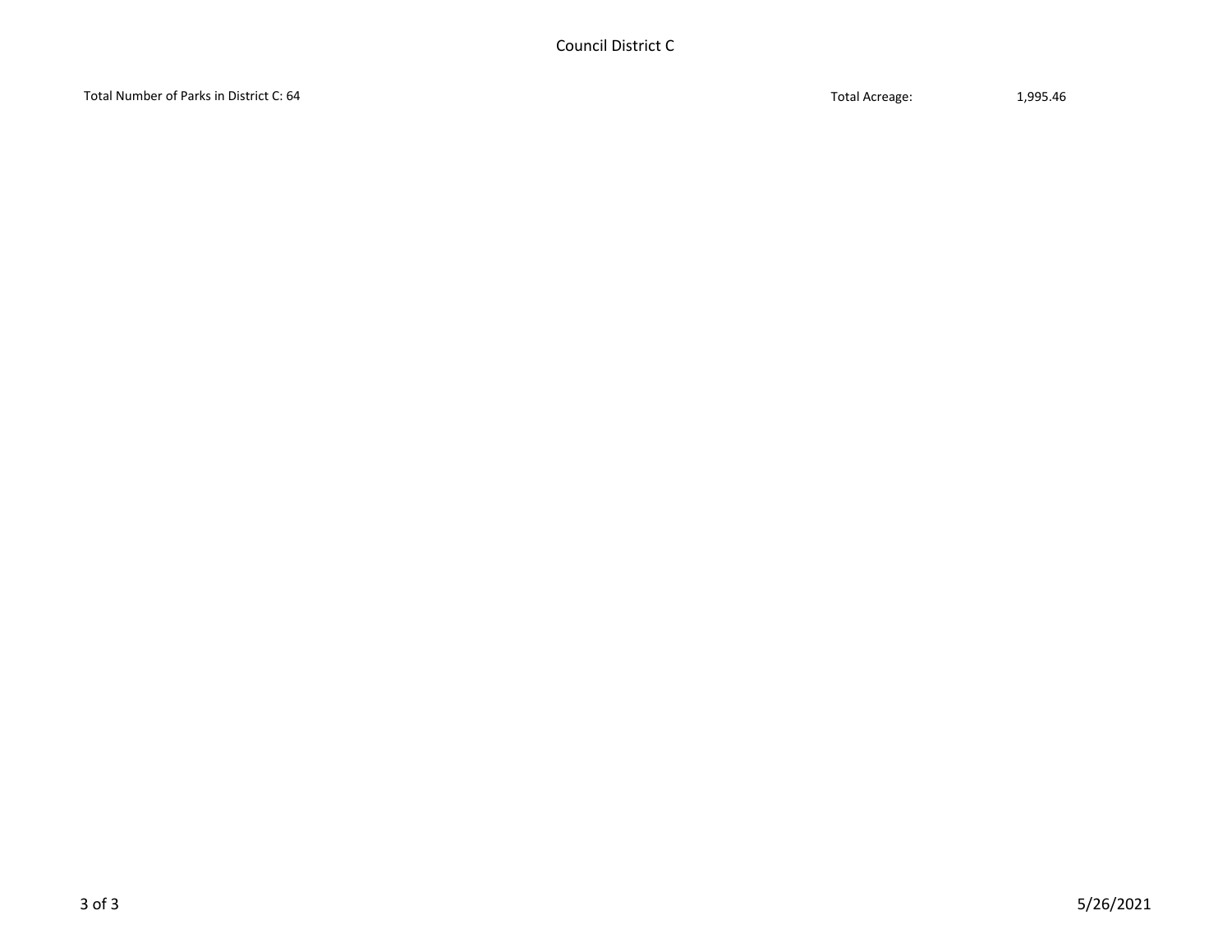# Council District C

Total Number of Parks in District C: 64

Total Acreage: 1,995.46